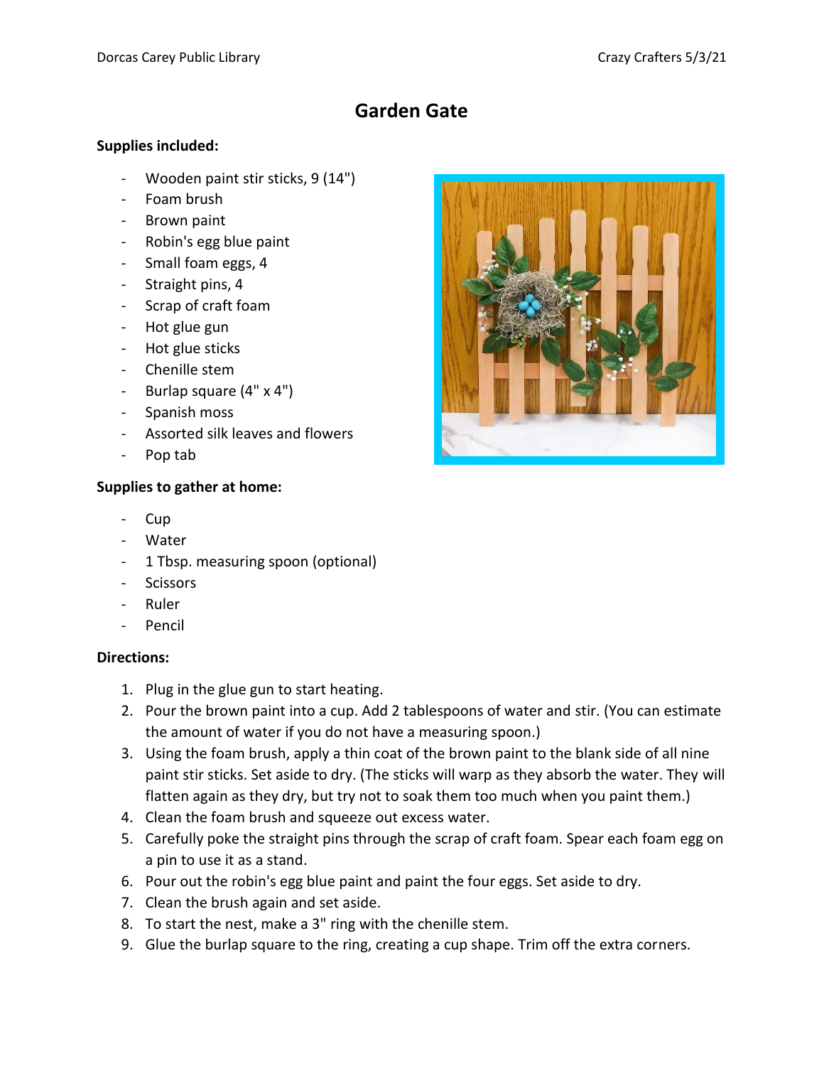# Garden Gate

**Supplies included:**

- Wooden paint stir sticks, 9 (14")
- Foam brush
- Brown paint
- Robin's egg blue paint
- Small foam eggs, 4
- Straight pins, 4
- Scrap of craft foam
- Hot glue gun
- Hot glue sticks
- Chenille stem
- Burlap square (4" x 4")
- Spanish moss
- Assorted silk leaves and flowers
- Pop tab

**Supplies to gather at home:**

- Cup
- Water
- 1 Tbsp. measuring spoon (optional)
- Scissors
- Ruler
- Pencil

**Directions:**

1. Plug in the glue gun to start heating.
2. Pour the brown paint into a cup. Add 2 tablespoons of water and stir. (You can estimate the amount of water if you do not have a measuring spoon.)
3. Using the foam brush, apply a thin coat of the brown paint to the blank side of all nine paint stir sticks. Set aside to dry. (The sticks will warp as they absorb the water. They will flatten again as they dry, but try not to soak them too much when you paint them.)
4. Clean the foam brush and squeeze out excess water.
5. Carefully poke the straight pins through the scrap of craft foam. Spear each foam egg on a pin to use it as a stand.
6. Pour out the robin's egg blue paint and paint the four eggs. Set aside to dry.
7. Clean the brush again and set aside.
8. To start the nest, make a 3" ring with the chenille stem.
9. Glue the burlap square to the ring, creating a cup shape. Trim off the extra corners.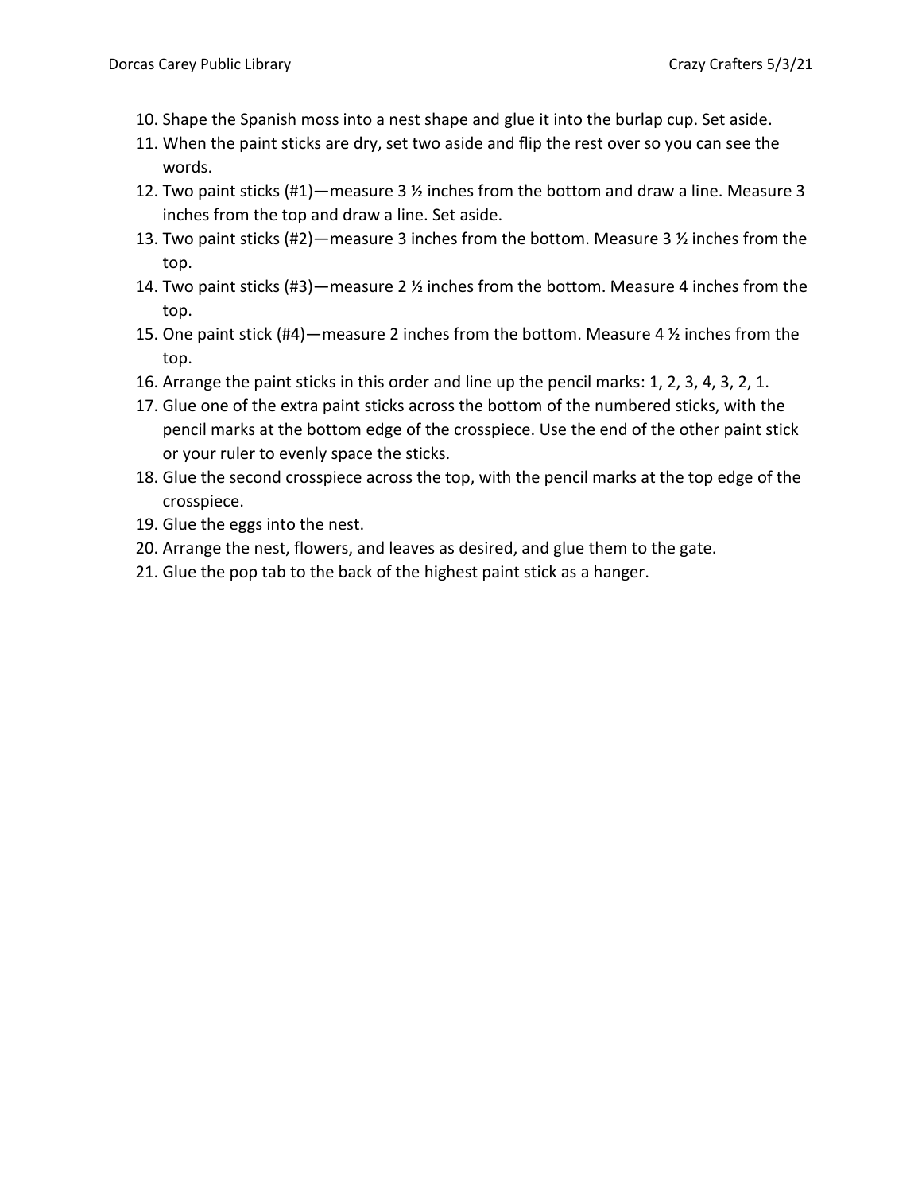10. Shape the Spanish moss into a nest shape and glue it into the burlap cup. Set aside.
11. When the paint sticks are dry, set two aside and flip the rest over so you can see the words.
12. Two paint sticks (#1)—measure 3 ½ inches from the bottom and draw a line. Measure 3 inches from the top and draw a line. Set aside.
13. Two paint sticks (#2)—measure 3 inches from the bottom. Measure 3 ½ inches from the top.
14. Two paint sticks (#3)—measure 2 ½ inches from the bottom. Measure 4 inches from the top.
15. One paint stick (#4)—measure 2 inches from the bottom. Measure 4 ½ inches from the top.
16. Arrange the paint sticks in this order and line up the pencil marks: 1, 2, 3, 4, 3, 2, 1.
17. Glue one of the extra paint sticks across the bottom of the numbered sticks, with the pencil marks at the bottom edge of the crosspiece. Use the end of the other paint stick or your ruler to evenly space the sticks.
18. Glue the second crosspiece across the top, with the pencil marks at the top edge of the crosspiece.
19. Glue the eggs into the nest.
20. Arrange the nest, flowers, and leaves as desired, and glue them to the gate.
21. Glue the pop tab to the back of the highest paint stick as a hanger.